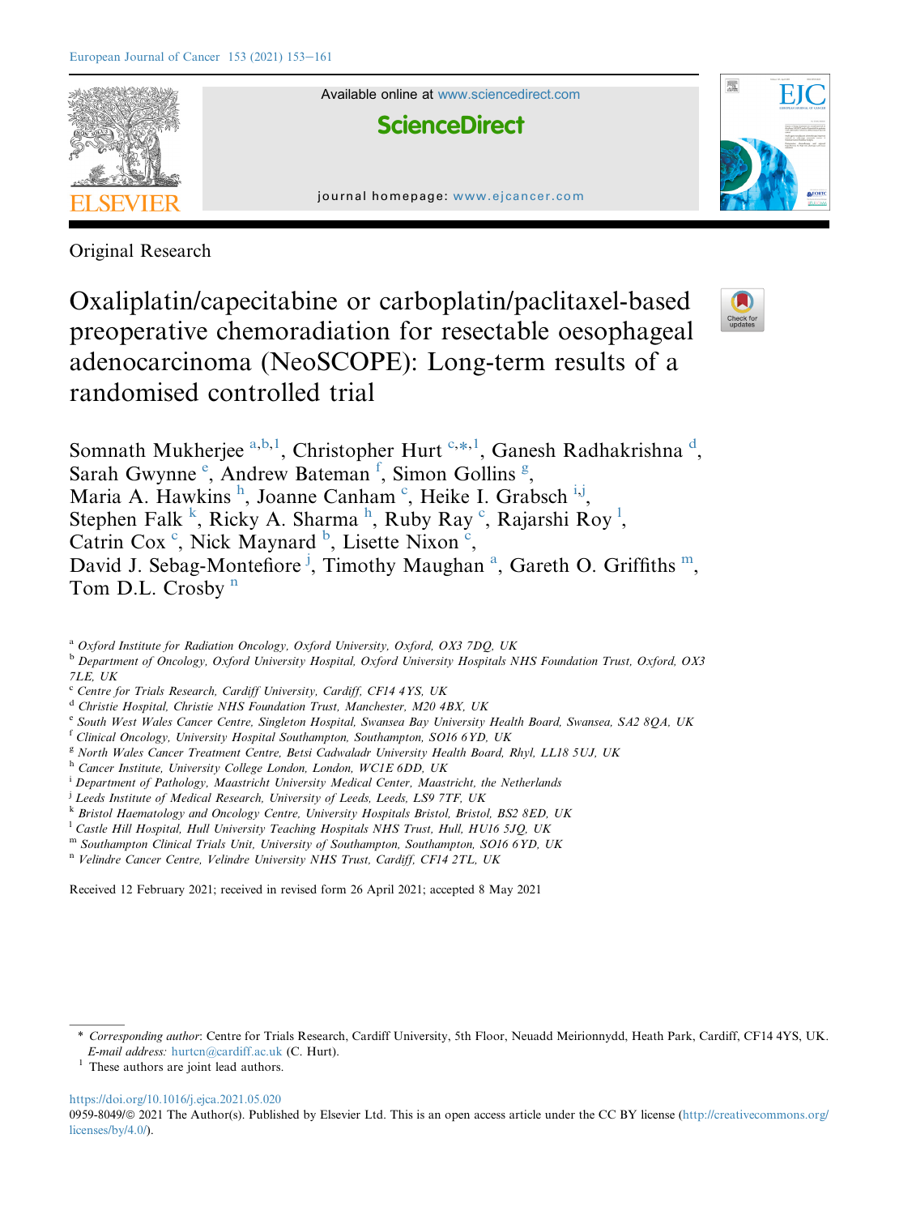Original Research

# Oxaliplatin/capecitabine or carboplatin/paclitaxel-based preoperative chemoradiation for resectable oesophageal adenocarcinoma (NeoSCOPE): Long-term results of a randomised controlled trial

Somnath Mukherjee [a,b,1], Christopher Hurt [c,*,1], Ganesh Radhakrishna [d], Sarah Gwynne [e], Andrew Bateman [f], Simon Gollins [g], Maria A. Hawkins [h], Joanne Canham [c], Heike I. Grabsch [i,j], Stephen Falk [k], Ricky A. Sharma [h], Ruby Ray [c], Rajarshi Roy [l], Catrin Cox [c], Nick Maynard [b], Lisette Nixon [c], David J. Sebag-Montefiore [j], Timothy Maughan [a], Gareth O. Griffiths [m], Tom D.L. Crosby [n]

[a] *Oxford Institute for Radiation Oncology, Oxford University, Oxford, OX3 7DQ, UK*
[b] *Department of Oncology, Oxford University Hospital, Oxford University Hospitals NHS Foundation Trust, Oxford, OX3 7LE, UK*
[c] *Centre for Trials Research, Cardiff University, Cardiff, CF14 4YS, UK*
[d] *Christie Hospital, Christie NHS Foundation Trust, Manchester, M20 4BX, UK*
[e] *South West Wales Cancer Centre, Singleton Hospital, Swansea Bay University Health Board, Swansea, SA2 8QA, UK*
[f] *Clinical Oncology, University Hospital Southampton, Southampton, SO16 6YD, UK*
[g] *North Wales Cancer Treatment Centre, Betsi Cadwaladr University Health Board, Rhyl, LL18 5UJ, UK*
[h] *Cancer Institute, University College London, London, WC1E 6DD, UK*
[i] *Department of Pathology, Maastricht University Medical Center, Maastricht, the Netherlands*
[j] *Leeds Institute of Medical Research, University of Leeds, Leeds, LS9 7TF, UK*
[k] *Bristol Haematology and Oncology Centre, University Hospitals Bristol, Bristol, BS2 8ED, UK*
[l] *Castle Hill Hospital, Hull University Teaching Hospitals NHS Trust, Hull, HU16 5JQ, UK*
[m] *Southampton Clinical Trials Unit, University of Southampton, Southampton, SO16 6YD, UK*
[n] *Velindre Cancer Centre, Velindre University NHS Trust, Cardiff, CF14 2TL, UK*

Received 12 February 2021; received in revised form 26 April 2021; accepted 8 May 2021

\* *Corresponding author*: Centre for Trials Research, Cardiff University, 5th Floor, Neuadd Meirionnydd, Heath Park, Cardiff, CF14 4YS, UK. *E-mail address:* hurtcn@cardiff.ac.uk (C. Hurt).

[1] These authors are joint lead authors.

https://doi.org/10.1016/j.ejca.2021.05.020
0959-8049/© 2021 The Author(s). Published by Elsevier Ltd. This is an open access article under the CC BY license (http://creativecommons.org/licenses/by/4.0/).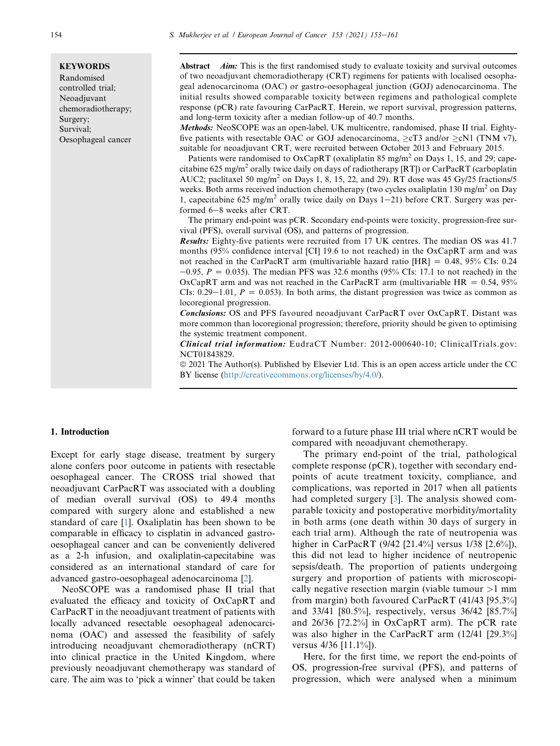**KEYWORDS**

Randomised controlled trial;
Neoadjuvant chemoradiotherapy;
Surgery;
Survival;
Oesophageal cancer

**Abstract** ***Aim:*** This is the first randomised study to evaluate toxicity and survival outcomes of two neoadjuvant chemoradiotherapy (CRT) regimens for patients with localised oesophageal adenocarcinoma (OAC) or gastro-oesophageal junction (GOJ) adenocarcinoma. The initial results showed comparable toxicity between regimens and pathological complete response (pCR) rate favouring CarPacRT. Herein, we report survival, progression patterns, and long-term toxicity after a median follow-up of 40.7 months.

***Methods:*** NeoSCOPE was an open-label, UK multicentre, randomised, phase II trial. Eighty-five patients with resectable OAC or GOJ adenocarcinoma, ≥cT3 and/or ≥cN1 (TNM v7), suitable for neoadjuvant CRT, were recruited between October 2013 and February 2015.

Patients were randomised to OxCapRT (oxaliplatin 85 mg/m$^2$ on Days 1, 15, and 29; capecitabine 625 mg/m$^2$ orally twice daily on days of radiotherapy [RT]) or CarPacRT (carboplatin AUC2; paclitaxel 50 mg/m$^2$ on Days 1, 8, 15, 22, and 29). RT dose was 45 Gy/25 fractions/5 weeks. Both arms received induction chemotherapy (two cycles oxaliplatin 130 mg/m$^2$ on Day 1, capecitabine 625 mg/m$^2$ orally twice daily on Days 1−21) before CRT. Surgery was performed 6−8 weeks after CRT.

The primary end-point was pCR. Secondary end-points were toxicity, progression-free survival (PFS), overall survival (OS), and patterns of progression.

***Results:*** Eighty-five patients were recruited from 17 UK centres. The median OS was 41.7 months (95% confidence interval [CI] 19.6 to not reached) in the OxCapRT arm and was not reached in the CarPacRT arm (multivariable hazard ratio [HR] = 0.48, 95% CIs: 0.24 −0.95, $P$ = 0.035). The median PFS was 32.6 months (95% CIs: 17.1 to not reached) in the OxCapRT arm and was not reached in the CarPacRT arm (multivariable HR = 0.54, 95% CIs: 0.29−1.01, $P$ = 0.053). In both arms, the distant progression was twice as common as locoregional progression.

***Conclusions:*** OS and PFS favoured neoadjuvant CarPacRT over OxCapRT. Distant was more common than locoregional progression; therefore, priority should be given to optimising the systemic treatment component.

***Clinical trial information:*** EudraCT Number: 2012-000640-10; ClinicalTrials.gov: NCT01843829.

© 2021 The Author(s). Published by Elsevier Ltd. This is an open access article under the CC BY license (http://creativecommons.org/licenses/by/4.0/).

## 1. Introduction

Except for early stage disease, treatment by surgery alone confers poor outcome in patients with resectable oesophageal cancer. The CROSS trial showed that neoadjuvant CarPacRT was associated with a doubling of median overall survival (OS) to 49.4 months compared with surgery alone and established a new standard of care [1]. Oxaliplatin has been shown to be comparable in efficacy to cisplatin in advanced gastro-oesophageal cancer and can be conveniently delivered as a 2-h infusion, and oxaliplatin-capecitabine was considered as an international standard of care for advanced gastro-oesophageal adenocarcinoma [2].

NeoSCOPE was a randomised phase II trial that evaluated the efficacy and toxicity of OxCapRT and CarPacRT in the neoadjuvant treatment of patients with locally advanced resectable oesophageal adenocarcinoma (OAC) and assessed the feasibility of safely introducing neoadjuvant chemoradiotherapy (nCRT) into clinical practice in the United Kingdom, where previously neoadjuvant chemotherapy was standard of care. The aim was to 'pick a winner' that could be taken forward to a future phase III trial where nCRT would be compared with neoadjuvant chemotherapy.

The primary end-point of the trial, pathological complete response (pCR), together with secondary end-points of acute treatment toxicity, compliance, and complications, was reported in 2017 when all patients had completed surgery [3]. The analysis showed comparable toxicity and postoperative morbidity/mortality in both arms (one death within 30 days of surgery in each trial arm). Although the rate of neutropenia was higher in CarPacRT (9/42 [21.4%] versus 1/38 [2.6%]), this did not lead to higher incidence of neutropenic sepsis/death. The proportion of patients undergoing surgery and proportion of patients with microscopically negative resection margin (viable tumour >1 mm from margin) both favoured CarPacRT (41/43 [95.3%] and 33/41 [80.5%], respectively, versus 36/42 [85.7%] and 26/36 [72.2%] in OxCapRT arm). The pCR rate was also higher in the CarPacRT arm (12/41 [29.3%] versus 4/36 [11.1%]).

Here, for the first time, we report the end-points of OS, progression-free survival (PFS), and patterns of progression, which were analysed when a minimum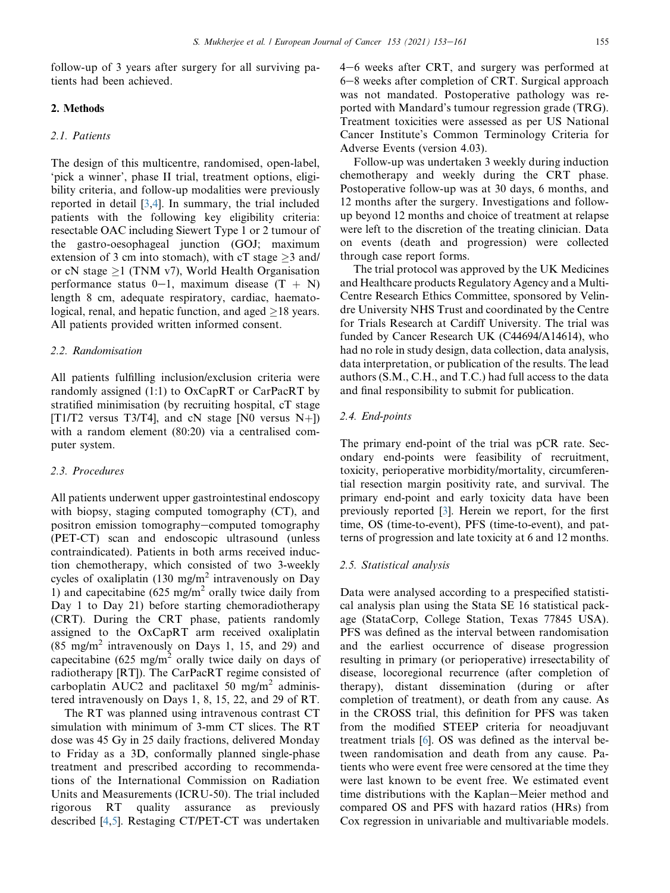follow-up of 3 years after surgery for all surviving patients had been achieved.

## 2. Methods

### 2.1. Patients

The design of this multicentre, randomised, open-label, 'pick a winner', phase II trial, treatment options, eligibility criteria, and follow-up modalities were previously reported in detail [3,4]. In summary, the trial included patients with the following key eligibility criteria: resectable OAC including Siewert Type 1 or 2 tumour of the gastro-oesophageal junction (GOJ; maximum extension of 3 cm into stomach), with cT stage $\geq$3 and/or cN stage $\geq$1 (TNM v7), World Health Organisation performance status 0–1, maximum disease (T + N) length 8 cm, adequate respiratory, cardiac, haematological, renal, and hepatic function, and aged $\geq$18 years. All patients provided written informed consent.

### 2.2. Randomisation

All patients fulfilling inclusion/exclusion criteria were randomly assigned (1:1) to OxCapRT or CarPacRT by stratified minimisation (by recruiting hospital, cT stage [T1/T2 versus T3/T4], and cN stage [N0 versus N+]) with a random element (80:20) via a centralised computer system.

### 2.3. Procedures

All patients underwent upper gastrointestinal endoscopy with biopsy, staging computed tomography (CT), and positron emission tomography–computed tomography (PET-CT) scan and endoscopic ultrasound (unless contraindicated). Patients in both arms received induction chemotherapy, which consisted of two 3-weekly cycles of oxaliplatin (130 mg/m$^2$ intravenously on Day 1) and capecitabine (625 mg/m$^2$ orally twice daily from Day 1 to Day 21) before starting chemoradiotherapy (CRT). During the CRT phase, patients randomly assigned to the OxCapRT arm received oxaliplatin (85 mg/m$^2$ intravenously on Days 1, 15, and 29) and capecitabine (625 mg/m$^2$ orally twice daily on days of radiotherapy [RT]). The CarPacRT regime consisted of carboplatin AUC2 and paclitaxel 50 mg/m$^2$ administered intravenously on Days 1, 8, 15, 22, and 29 of RT.

The RT was planned using intravenous contrast CT simulation with minimum of 3-mm CT slices. The RT dose was 45 Gy in 25 daily fractions, delivered Monday to Friday as a 3D, conformally planned single-phase treatment and prescribed according to recommendations of the International Commission on Radiation Units and Measurements (ICRU-50). The trial included rigorous RT quality assurance as previously described [4,5]. Restaging CT/PET-CT was undertaken 4–6 weeks after CRT, and surgery was performed at 6–8 weeks after completion of CRT. Surgical approach was not mandated. Postoperative pathology was reported with Mandard's tumour regression grade (TRG). Treatment toxicities were assessed as per US National Cancer Institute's Common Terminology Criteria for Adverse Events (version 4.03).

Follow-up was undertaken 3 weekly during induction chemotherapy and weekly during the CRT phase. Postoperative follow-up was at 30 days, 6 months, and 12 months after the surgery. Investigations and follow-up beyond 12 months and choice of treatment at relapse were left to the discretion of the treating clinician. Data on events (death and progression) were collected through case report forms.

The trial protocol was approved by the UK Medicines and Healthcare products Regulatory Agency and a Multi-Centre Research Ethics Committee, sponsored by Velindre University NHS Trust and coordinated by the Centre for Trials Research at Cardiff University. The trial was funded by Cancer Research UK (C44694/A14614), who had no role in study design, data collection, data analysis, data interpretation, or publication of the results. The lead authors (S.M., C.H., and T.C.) had full access to the data and final responsibility to submit for publication.

### 2.4. End-points

The primary end-point of the trial was pCR rate. Secondary end-points were feasibility of recruitment, toxicity, perioperative morbidity/mortality, circumferential resection margin positivity rate, and survival. The primary end-point and early toxicity data have been previously reported [3]. Herein we report, for the first time, OS (time-to-event), PFS (time-to-event), and patterns of progression and late toxicity at 6 and 12 months.

### 2.5. Statistical analysis

Data were analysed according to a prespecified statistical analysis plan using the Stata SE 16 statistical package (StataCorp, College Station, Texas 77845 USA). PFS was defined as the interval between randomisation and the earliest occurrence of disease progression resulting in primary (or perioperative) irresectability of disease, locoregional recurrence (after completion of therapy), distant dissemination (during or after completion of treatment), or death from any cause. As in the CROSS trial, this definition for PFS was taken from the modified STEEP criteria for neoadjuvant treatment trials [6]. OS was defined as the interval between randomisation and death from any cause. Patients who were event free were censored at the time they were last known to be event free. We estimated event time distributions with the Kaplan–Meier method and compared OS and PFS with hazard ratios (HRs) from Cox regression in univariable and multivariable models.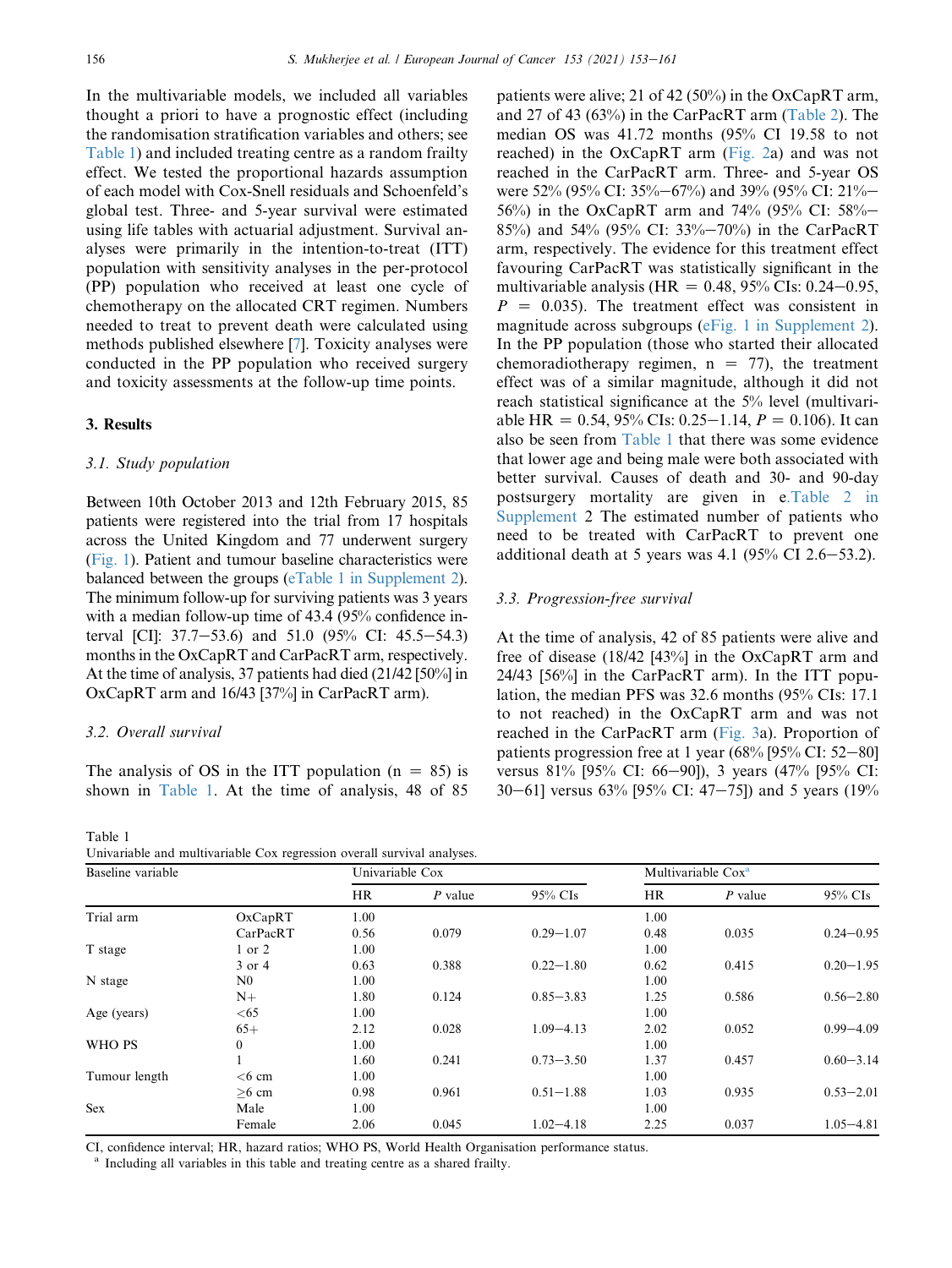In the multivariable models, we included all variables thought a priori to have a prognostic effect (including the randomisation stratification variables and others; see Table 1) and included treating centre as a random frailty effect. We tested the proportional hazards assumption of each model with Cox-Snell residuals and Schoenfeld's global test. Three- and 5-year survival were estimated using life tables with actuarial adjustment. Survival analyses were primarily in the intention-to-treat (ITT) population with sensitivity analyses in the per-protocol (PP) population who received at least one cycle of chemotherapy on the allocated CRT regimen. Numbers needed to treat to prevent death were calculated using methods published elsewhere [7]. Toxicity analyses were conducted in the PP population who received surgery and toxicity assessments at the follow-up time points.

## 3. Results

### 3.1. Study population

Between 10th October 2013 and 12th February 2015, 85 patients were registered into the trial from 17 hospitals across the United Kingdom and 77 underwent surgery (Fig. 1). Patient and tumour baseline characteristics were balanced between the groups (eTable 1 in Supplement 2). The minimum follow-up for surviving patients was 3 years with a median follow-up time of 43.4 (95% confidence interval [CI]: 37.7–53.6) and 51.0 (95% CI: 45.5–54.3) months in the OxCapRT and CarPacRT arm, respectively. At the time of analysis, 37 patients had died (21/42 [50%] in OxCapRT arm and 16/43 [37%] in CarPacRT arm).

### 3.2. Overall survival

The analysis of OS in the ITT population (n = 85) is shown in Table 1. At the time of analysis, 48 of 85 patients were alive; 21 of 42 (50%) in the OxCapRT arm, and 27 of 43 (63%) in the CarPacRT arm (Table 2). The median OS was 41.72 months (95% CI 19.58 to not reached) in the OxCapRT arm (Fig. 2a) and was not reached in the CarPacRT arm. Three- and 5-year OS were 52% (95% CI: 35%–67%) and 39% (95% CI: 21%–56%) in the OxCapRT arm and 74% (95% CI: 58%–85%) and 54% (95% CI: 33%–70%) in the CarPacRT arm, respectively. The evidence for this treatment effect favouring CarPacRT was statistically significant in the multivariable analysis (HR = 0.48, 95% CIs: 0.24–0.95, $P$ = 0.035). The treatment effect was consistent in magnitude across subgroups (eFig. 1 in Supplement 2). In the PP population (those who started their allocated chemoradiotherapy regimen, n = 77), the treatment effect was of a similar magnitude, although it did not reach statistical significance at the 5% level (multivariable HR = 0.54, 95% CIs: 0.25–1.14, $P$ = 0.106). It can also be seen from Table 1 that there was some evidence that lower age and being male were both associated with better survival. Causes of death and 30- and 90-day postsurgery mortality are given in e.Table 2 in Supplement 2 The estimated number of patients who need to be treated with CarPacRT to prevent one additional death at 5 years was 4.1 (95% CI 2.6–53.2).

### 3.3. Progression-free survival

At the time of analysis, 42 of 85 patients were alive and free of disease (18/42 [43%] in the OxCapRT arm and 24/43 [56%] in the CarPacRT arm). In the ITT population, the median PFS was 32.6 months (95% CIs: 17.1 to not reached) in the OxCapRT arm and was not reached in the CarPacRT arm (Fig. 3a). Proportion of patients progression free at 1 year (68% [95% CI: 52–80] versus 81% [95% CI: 66–90]), 3 years (47% [95% CI: 30–61] versus 63% [95% CI: 47–75]) and 5 years (19%

Table 1
Univariable and multivariable Cox regression overall survival analyses.

| Baseline variable | | Univariable Cox | | | Multivariable Cox[a] | | |
|---|---|---|---|---|---|---|---|
| | | HR | $P$ value | 95% CIs | HR | $P$ value | 95% CIs |
| Trial arm | OxCapRT | 1.00 | | | 1.00 | | |
| | CarPacRT | 0.56 | 0.079 | 0.29–1.07 | 0.48 | 0.035 | 0.24–0.95 |
| T stage | 1 or 2 | 1.00 | | | 1.00 | | |
| | 3 or 4 | 0.63 | 0.388 | 0.22–1.80 | 0.62 | 0.415 | 0.20–1.95 |
| N stage | N0 | 1.00 | | | 1.00 | | |
| | N+ | 1.80 | 0.124 | 0.85–3.83 | 1.25 | 0.586 | 0.56–2.80 |
| Age (years) | <65 | 1.00 | | | 1.00 | | |
| | 65+ | 2.12 | 0.028 | 1.09–4.13 | 2.02 | 0.052 | 0.99–4.09 |
| WHO PS | 0 | 1.00 | | | 1.00 | | |
| | 1 | 1.60 | 0.241 | 0.73–3.50 | 1.37 | 0.457 | 0.60–3.14 |
| Tumour length | <6 cm | 1.00 | | | 1.00 | | |
| | ≥6 cm | 0.98 | 0.961 | 0.51–1.88 | 1.03 | 0.935 | 0.53–2.01 |
| Sex | Male | 1.00 | | | 1.00 | | |
| | Female | 2.06 | 0.045 | 1.02–4.18 | 2.25 | 0.037 | 1.05–4.81 |

CI, confidence interval; HR, hazard ratios; WHO PS, World Health Organisation performance status.
[a] Including all variables in this table and treating centre as a shared frailty.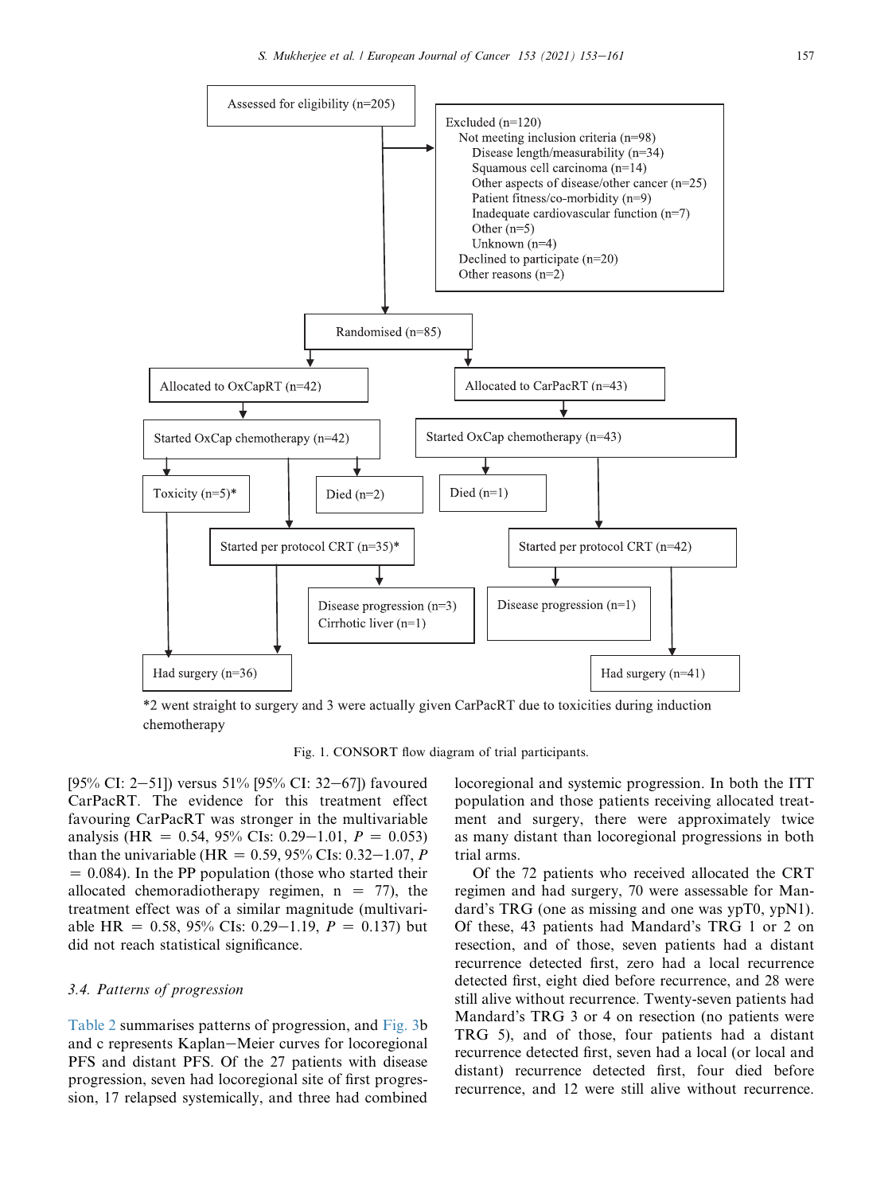Assessed for eligibility (n=205)

Excluded (n=120)
- Not meeting inclusion criteria (n=98)
  - Disease length/measurability (n=34)
  - Squamous cell carcinoma (n=14)
  - Other aspects of disease/other cancer (n=25)
  - Patient fitness/co-morbidity (n=9)
  - Inadequate cardiovascular function (n=7)
  - Other (n=5)
  - Unknown (n=4)
- Declined to participate (n=20)
- Other reasons (n=2)

Randomised (n=85)

Allocated to OxCapRT (n=42)
- Started OxCap chemotherapy (n=42)
  - Toxicity (n=5)*
  - Died (n=2)
  - Started per protocol CRT (n=35)*
    - Disease progression (n=3)
    - Cirrhotic liver (n=1)
  - Had surgery (n=36)

Allocated to CarPacRT (n=43)
- Started OxCap chemotherapy (n=43)
  - Died (n=1)
  - Started per protocol CRT (n=42)
    - Disease progression (n=1)
  - Had surgery (n=41)

*2 went straight to surgery and 3 were actually given CarPacRT due to toxicities during induction chemotherapy

Fig. 1. CONSORT flow diagram of trial participants.

[95% CI: 2–51]) versus 51% [95% CI: 32–67]) favoured CarPacRT. The evidence for this treatment effect favouring CarPacRT was stronger in the multivariable analysis (HR = 0.54, 95% CIs: 0.29–1.01, $P$ = 0.053) than the univariable (HR = 0.59, 95% CIs: 0.32–1.07, $P$ = 0.084). In the PP population (those who started their allocated chemoradiotherapy regimen, n = 77), the treatment effect was of a similar magnitude (multivariable HR = 0.58, 95% CIs: 0.29–1.19, $P$ = 0.137) but did not reach statistical significance.

### 3.4. Patterns of progression

Table 2 summarises patterns of progression, and Fig. 3b and c represents Kaplan–Meier curves for locoregional PFS and distant PFS. Of the 27 patients with disease progression, seven had locoregional site of first progression, 17 relapsed systemically, and three had combined locoregional and systemic progression. In both the ITT population and those patients receiving allocated treatment and surgery, there were approximately twice as many distant than locoregional progressions in both trial arms.

Of the 72 patients who received allocated the CRT regimen and had surgery, 70 were assessable for Mandard's TRG (one as missing and one was ypT0, ypN1). Of these, 43 patients had Mandard's TRG 1 or 2 on resection, and of those, seven patients had a distant recurrence detected first, zero had a local recurrence detected first, eight died before recurrence, and 28 were still alive without recurrence. Twenty-seven patients had Mandard's TRG 3 or 4 on resection (no patients were TRG 5), and of those, four patients had a distant recurrence detected first, seven had a local (or local and distant) recurrence detected first, four died before recurrence, and 12 were still alive without recurrence.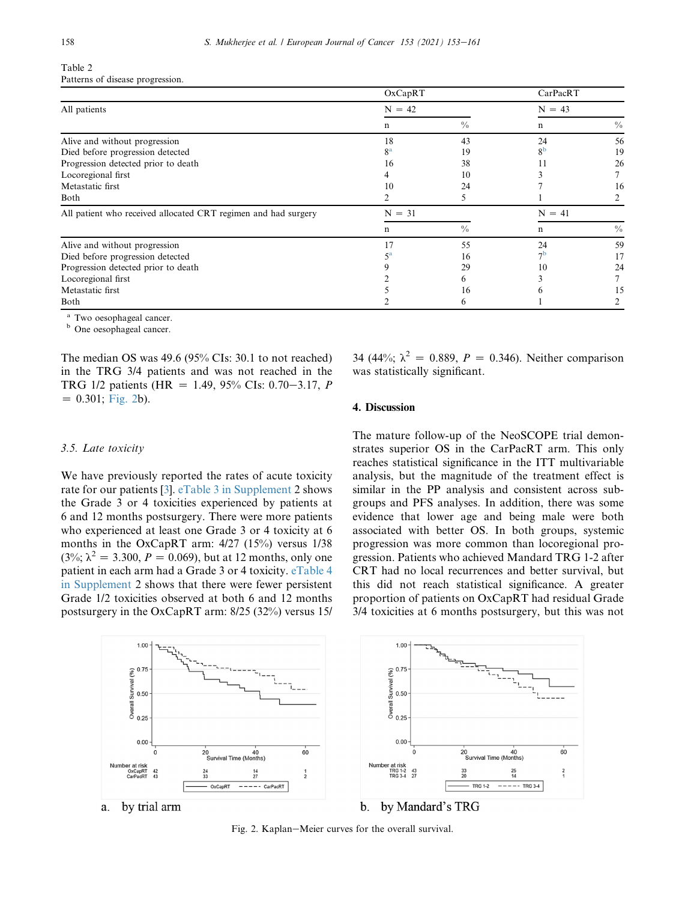Table 2
Patterns of disease progression.

| | OxCapRT | | CarPacRT | |
|---|---|---|---|---|
| All patients | N = 42 | | N = 43 | |
| | n | % | n | % |
| Alive and without progression | 18 | 43 | 24 | 56 |
| Died before progression detected | 8[a] | 19 | 8[b] | 19 |
| Progression detected prior to death | 16 | 38 | 11 | 26 |
| Locoregional first | 4 | 10 | 3 | 7 |
| Metastatic first | 10 | 24 | 7 | 16 |
| Both | 2 | 5 | 1 | 2 |
| All patient who received allocated CRT regimen and had surgery | N = 31 | | N = 41 | |
| | n | % | n | % |
| Alive and without progression | 17 | 55 | 24 | 59 |
| Died before progression detected | 5[a] | 16 | 7[b] | 17 |
| Progression detected prior to death | 9 | 29 | 10 | 24 |
| Locoregional first | 2 | 6 | 3 | 7 |
| Metastatic first | 5 | 16 | 6 | 15 |
| Both | 2 | 6 | 1 | 2 |

[a] Two oesophageal cancer.
[b] One oesophageal cancer.

The median OS was 49.6 (95% CIs: 30.1 to not reached) in the TRG 3/4 patients and was not reached in the TRG 1/2 patients (HR = 1.49, 95% CIs: 0.70–3.17, $P = 0.301$; Fig. 2b).

### 3.5. Late toxicity

We have previously reported the rates of acute toxicity rate for our patients [3]. eTable 3 in Supplement 2 shows the Grade 3 or 4 toxicities experienced by patients at 6 and 12 months postsurgery. There were more patients who experienced at least one Grade 3 or 4 toxicity at 6 months in the OxCapRT arm: 4/27 (15%) versus 1/38 (3%; $\lambda^2 = 3.300$, $P = 0.069$), but at 12 months, only one patient in each arm had a Grade 3 or 4 toxicity. eTable 4 in Supplement 2 shows that there were fewer persistent Grade 1/2 toxicities observed at both 6 and 12 months postsurgery in the OxCapRT arm: 8/25 (32%) versus 15/34 (44%; $\lambda^2 = 0.889$, $P = 0.346$). Neither comparison was statistically significant.

## 4. Discussion

The mature follow-up of the NeoSCOPE trial demonstrates superior OS in the CarPacRT arm. This only reaches statistical significance in the ITT multivariable analysis, but the magnitude of the treatment effect is similar in the PP analysis and consistent across subgroups and PFS analyses. In addition, there was some evidence that lower age and being male were both associated with better OS. In both groups, systemic progression was more common than locoregional progression. Patients who achieved Mandard TRG 1-2 after CRT had no local recurrences and better survival, but this did not reach statistical significance. A greater proportion of patients on OxCapRT had residual Grade 3/4 toxicities at 6 months postsurgery, but this was not

a. by trial arm

b. by Mandard's TRG

Fig. 2. Kaplan–Meier curves for the overall survival.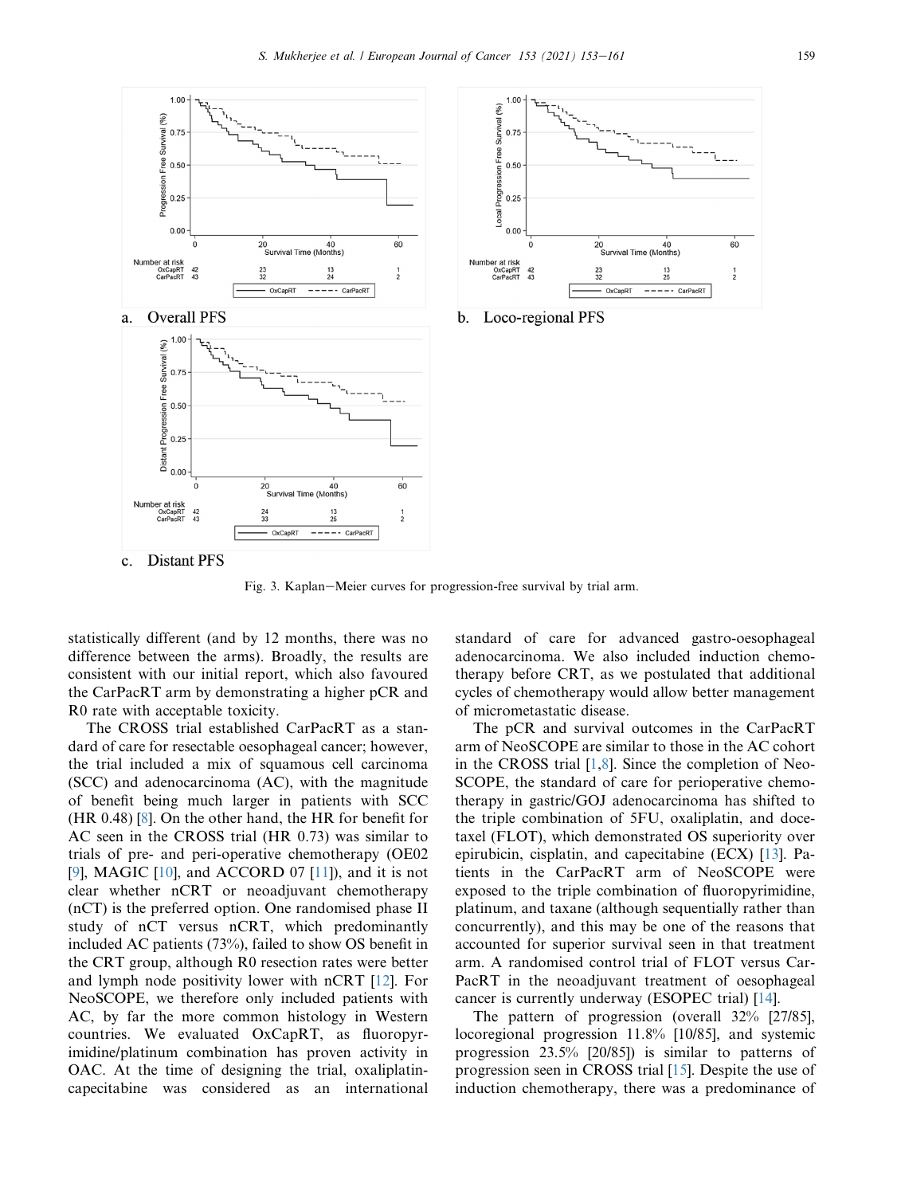a. Overall PFS

b. Loco-regional PFS

c. Distant PFS

Fig. 3. Kaplan–Meier curves for progression-free survival by trial arm.

statistically different (and by 12 months, there was no difference between the arms). Broadly, the results are consistent with our initial report, which also favoured the CarPacRT arm by demonstrating a higher pCR and R0 rate with acceptable toxicity.

The CROSS trial established CarPacRT as a standard of care for resectable oesophageal cancer; however, the trial included a mix of squamous cell carcinoma (SCC) and adenocarcinoma (AC), with the magnitude of benefit being much larger in patients with SCC (HR 0.48) [8]. On the other hand, the HR for benefit for AC seen in the CROSS trial (HR 0.73) was similar to trials of pre- and peri-operative chemotherapy (OE02 [9], MAGIC [10], and ACCORD 07 [11]), and it is not clear whether nCRT or neoadjuvant chemotherapy (nCT) is the preferred option. One randomised phase II study of nCT versus nCRT, which predominantly included AC patients (73%), failed to show OS benefit in the CRT group, although R0 resection rates were better and lymph node positivity lower with nCRT [12]. For NeoSCOPE, we therefore only included patients with AC, by far the more common histology in Western countries. We evaluated OxCapRT, as fluoropyrimidine/platinum combination has proven activity in OAC. At the time of designing the trial, oxaliplatin-capecitabine was considered as an international standard of care for advanced gastro-oesophageal adenocarcinoma. We also included induction chemotherapy before CRT, as we postulated that additional cycles of chemotherapy would allow better management of micrometastatic disease.

The pCR and survival outcomes in the CarPacRT arm of NeoSCOPE are similar to those in the AC cohort in the CROSS trial [1,8]. Since the completion of NeoSCOPE, the standard of care for perioperative chemotherapy in gastric/GOJ adenocarcinoma has shifted to the triple combination of 5FU, oxaliplatin, and docetaxel (FLOT), which demonstrated OS superiority over epirubicin, cisplatin, and capecitabine (ECX) [13]. Patients in the CarPacRT arm of NeoSCOPE were exposed to the triple combination of fluoropyrimidine, platinum, and taxane (although sequentially rather than concurrently), and this may be one of the reasons that accounted for superior survival seen in that treatment arm. A randomised control trial of FLOT versus CarPacRT in the neoadjuvant treatment of oesophageal cancer is currently underway (ESOPEC trial) [14].

The pattern of progression (overall 32% [27/85], locoregional progression 11.8% [10/85], and systemic progression 23.5% [20/85]) is similar to patterns of progression seen in CROSS trial [15]. Despite the use of induction chemotherapy, there was a predominance of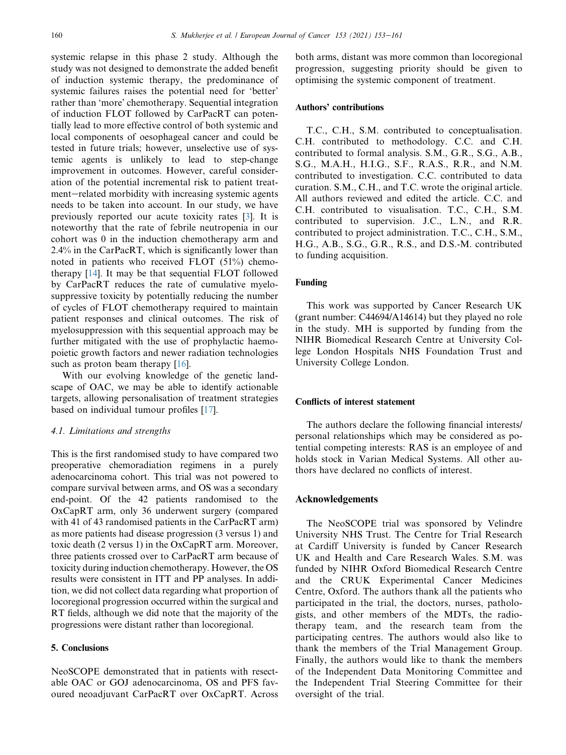systemic relapse in this phase 2 study. Although the study was not designed to demonstrate the added benefit of induction systemic therapy, the predominance of systemic failures raises the potential need for 'better' rather than 'more' chemotherapy. Sequential integration of induction FLOT followed by CarPacRT can potentially lead to more effective control of both systemic and local components of oesophageal cancer and could be tested in future trials; however, unselective use of systemic agents is unlikely to lead to step-change improvement in outcomes. However, careful consideration of the potential incremental risk to patient treatment–related morbidity with increasing systemic agents needs to be taken into account. In our study, we have previously reported our acute toxicity rates [3]. It is noteworthy that the rate of febrile neutropenia in our cohort was 0 in the induction chemotherapy arm and 2.4% in the CarPacRT, which is significantly lower than noted in patients who received FLOT (51%) chemotherapy [14]. It may be that sequential FLOT followed by CarPacRT reduces the rate of cumulative myelosuppressive toxicity by potentially reducing the number of cycles of FLOT chemotherapy required to maintain patient responses and clinical outcomes. The risk of myelosuppression with this sequential approach may be further mitigated with the use of prophylactic haemopoietic growth factors and newer radiation technologies such as proton beam therapy [16].

With our evolving knowledge of the genetic landscape of OAC, we may be able to identify actionable targets, allowing personalisation of treatment strategies based on individual tumour profiles [17].

### *4.1. Limitations and strengths*

This is the first randomised study to have compared two preoperative chemoradiation regimens in a purely adenocarcinoma cohort. This trial was not powered to compare survival between arms, and OS was a secondary end-point. Of the 42 patients randomised to the OxCapRT arm, only 36 underwent surgery (compared with 41 of 43 randomised patients in the CarPacRT arm) as more patients had disease progression (3 versus 1) and toxic death (2 versus 1) in the OxCapRT arm. Moreover, three patients crossed over to CarPacRT arm because of toxicity during induction chemotherapy. However, the OS results were consistent in ITT and PP analyses. In addition, we did not collect data regarding what proportion of locoregional progression occurred within the surgical and RT fields, although we did note that the majority of the progressions were distant rather than locoregional.

## 5. Conclusions

NeoSCOPE demonstrated that in patients with resectable OAC or GOJ adenocarcinoma, OS and PFS favoured neoadjuvant CarPacRT over OxCapRT. Across both arms, distant was more common than locoregional progression, suggesting priority should be given to optimising the systemic component of treatment.

## Authors' contributions

T.C., C.H., S.M. contributed to conceptualisation. C.H. contributed to methodology. C.C. and C.H. contributed to formal analysis. S.M., G.R., S.G., A.B., S.G., M.A.H., H.I.G., S.F., R.A.S., R.R., and N.M. contributed to investigation. C.C. contributed to data curation. S.M., C.H., and T.C. wrote the original article. All authors reviewed and edited the article. C.C. and C.H. contributed to visualisation. T.C., C.H., S.M. contributed to supervision. J.C., L.N., and R.R. contributed to project administration. T.C., C.H., S.M., H.G., A.B., S.G., G.R., R.S., and D.S.-M. contributed to funding acquisition.

## Funding

This work was supported by Cancer Research UK (grant number: C44694/A14614) but they played no role in the study. MH is supported by funding from the NIHR Biomedical Research Centre at University College London Hospitals NHS Foundation Trust and University College London.

## Conflicts of interest statement

The authors declare the following financial interests/personal relationships which may be considered as potential competing interests: RAS is an employee of and holds stock in Varian Medical Systems. All other authors have declared no conflicts of interest.

## Acknowledgements

The NeoSCOPE trial was sponsored by Velindre University NHS Trust. The Centre for Trial Research at Cardiff University is funded by Cancer Research UK and Health and Care Research Wales. S.M. was funded by NIHR Oxford Biomedical Research Centre and the CRUK Experimental Cancer Medicines Centre, Oxford. The authors thank all the patients who participated in the trial, the doctors, nurses, pathologists, and other members of the MDTs, the radiotherapy team, and the research team from the participating centres. The authors would also like to thank the members of the Trial Management Group. Finally, the authors would like to thank the members of the Independent Data Monitoring Committee and the Independent Trial Steering Committee for their oversight of the trial.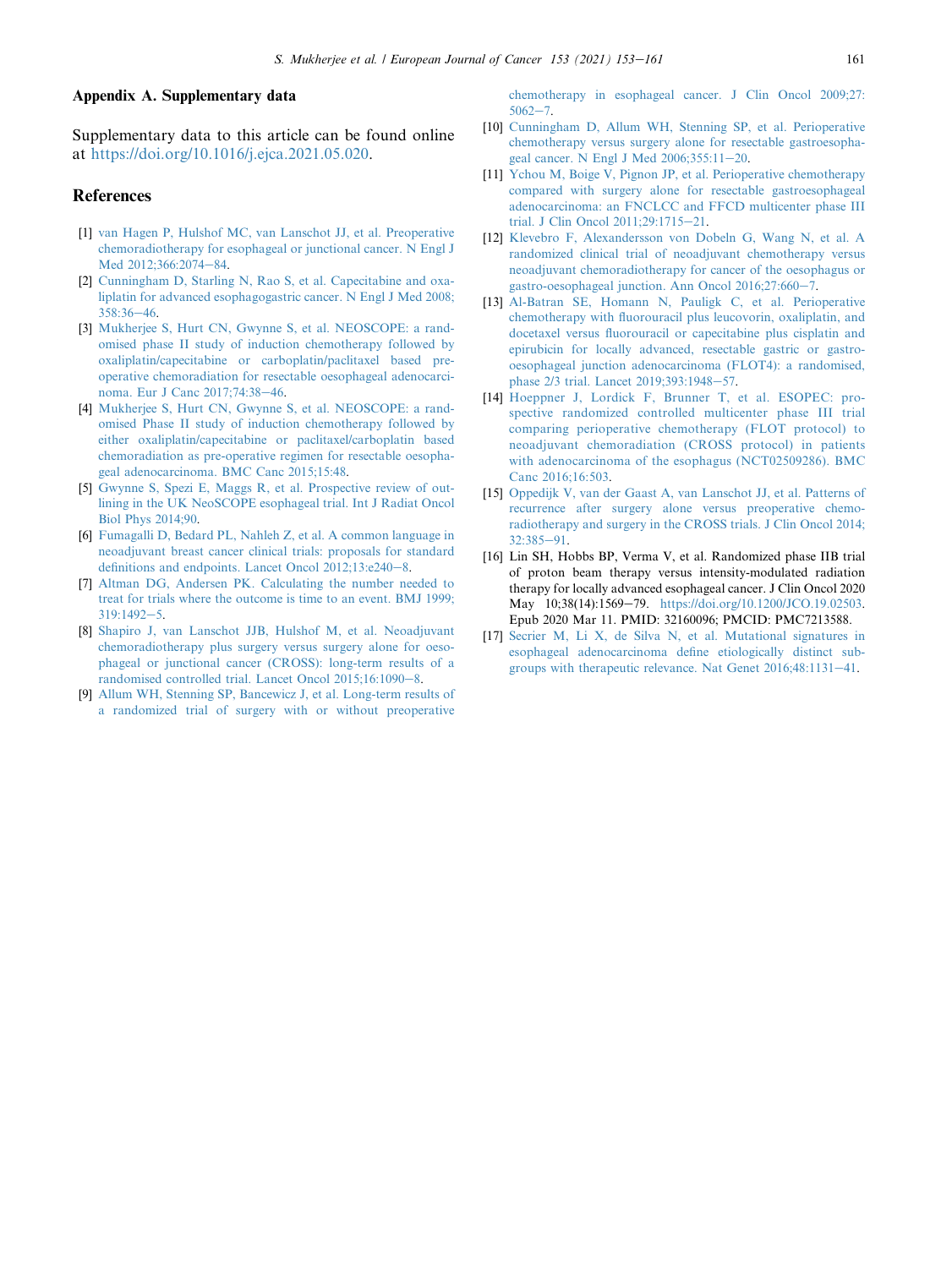## Appendix A. Supplementary data

Supplementary data to this article can be found online at https://doi.org/10.1016/j.ejca.2021.05.020.

## References

[1] van Hagen P, Hulshof MC, van Lanschot JJ, et al. Preoperative chemoradiotherapy for esophageal or junctional cancer. N Engl J Med 2012;366:2074–84.

[2] Cunningham D, Starling N, Rao S, et al. Capecitabine and oxaliplatin for advanced esophagogastric cancer. N Engl J Med 2008; 358:36–46.

[3] Mukherjee S, Hurt CN, Gwynne S, et al. NEOSCOPE: a randomised phase II study of induction chemotherapy followed by oxaliplatin/capecitabine or carboplatin/paclitaxel based preoperative chemoradiation for resectable oesophageal adenocarcinoma. Eur J Canc 2017;74:38–46.

[4] Mukherjee S, Hurt CN, Gwynne S, et al. NEOSCOPE: a randomised Phase II study of induction chemotherapy followed by either oxaliplatin/capecitabine or paclitaxel/carboplatin based chemoradiation as pre-operative regimen for resectable oesophageal adenocarcinoma. BMC Canc 2015;15:48.

[5] Gwynne S, Spezi E, Maggs R, et al. Prospective review of outlining in the UK NeoSCOPE esophageal trial. Int J Radiat Oncol Biol Phys 2014;90.

[6] Fumagalli D, Bedard PL, Nahleh Z, et al. A common language in neoadjuvant breast cancer clinical trials: proposals for standard definitions and endpoints. Lancet Oncol 2012;13:e240–8.

[7] Altman DG, Andersen PK. Calculating the number needed to treat for trials where the outcome is time to an event. BMJ 1999; 319:1492–5.

[8] Shapiro J, van Lanschot JJB, Hulshof M, et al. Neoadjuvant chemoradiotherapy plus surgery versus surgery alone for oesophageal or junctional cancer (CROSS): long-term results of a randomised controlled trial. Lancet Oncol 2015;16:1090–8.

[9] Allum WH, Stenning SP, Bancewicz J, et al. Long-term results of a randomized trial of surgery with or without preoperative chemotherapy in esophageal cancer. J Clin Oncol 2009;27: 5062–7.

[10] Cunningham D, Allum WH, Stenning SP, et al. Perioperative chemotherapy versus surgery alone for resectable gastroesophageal cancer. N Engl J Med 2006;355:11–20.

[11] Ychou M, Boige V, Pignon JP, et al. Perioperative chemotherapy compared with surgery alone for resectable gastroesophageal adenocarcinoma: an FNCLCC and FFCD multicenter phase III trial. J Clin Oncol 2011;29:1715–21.

[12] Klevebro F, Alexandersson von Dobeln G, Wang N, et al. A randomized clinical trial of neoadjuvant chemotherapy versus neoadjuvant chemoradiotherapy for cancer of the oesophagus or gastro-oesophageal junction. Ann Oncol 2016;27:660–7.

[13] Al-Batran SE, Homann N, Pauligk C, et al. Perioperative chemotherapy with fluorouracil plus leucovorin, oxaliplatin, and docetaxel versus fluorouracil or capecitabine plus cisplatin and epirubicin for locally advanced, resectable gastric or gastro-oesophageal junction adenocarcinoma (FLOT4): a randomised, phase 2/3 trial. Lancet 2019;393:1948–57.

[14] Hoeppner J, Lordick F, Brunner T, et al. ESOPEC: prospective randomized controlled multicenter phase III trial comparing perioperative chemotherapy (FLOT protocol) to neoadjuvant chemoradiation (CROSS protocol) in patients with adenocarcinoma of the esophagus (NCT02509286). BMC Canc 2016;16:503.

[15] Oppedijk V, van der Gaast A, van Lanschot JJ, et al. Patterns of recurrence after surgery alone versus preoperative chemoradiotherapy and surgery in the CROSS trials. J Clin Oncol 2014; 32:385–91.

[16] Lin SH, Hobbs BP, Verma V, et al. Randomized phase IIB trial of proton beam therapy versus intensity-modulated radiation therapy for locally advanced esophageal cancer. J Clin Oncol 2020 May 10;38(14):1569–79. https://doi.org/10.1200/JCO.19.02503. Epub 2020 Mar 11. PMID: 32160096; PMCID: PMC7213588.

[17] Secrier M, Li X, de Silva N, et al. Mutational signatures in esophageal adenocarcinoma define etiologically distinct subgroups with therapeutic relevance. Nat Genet 2016;48:1131–41.